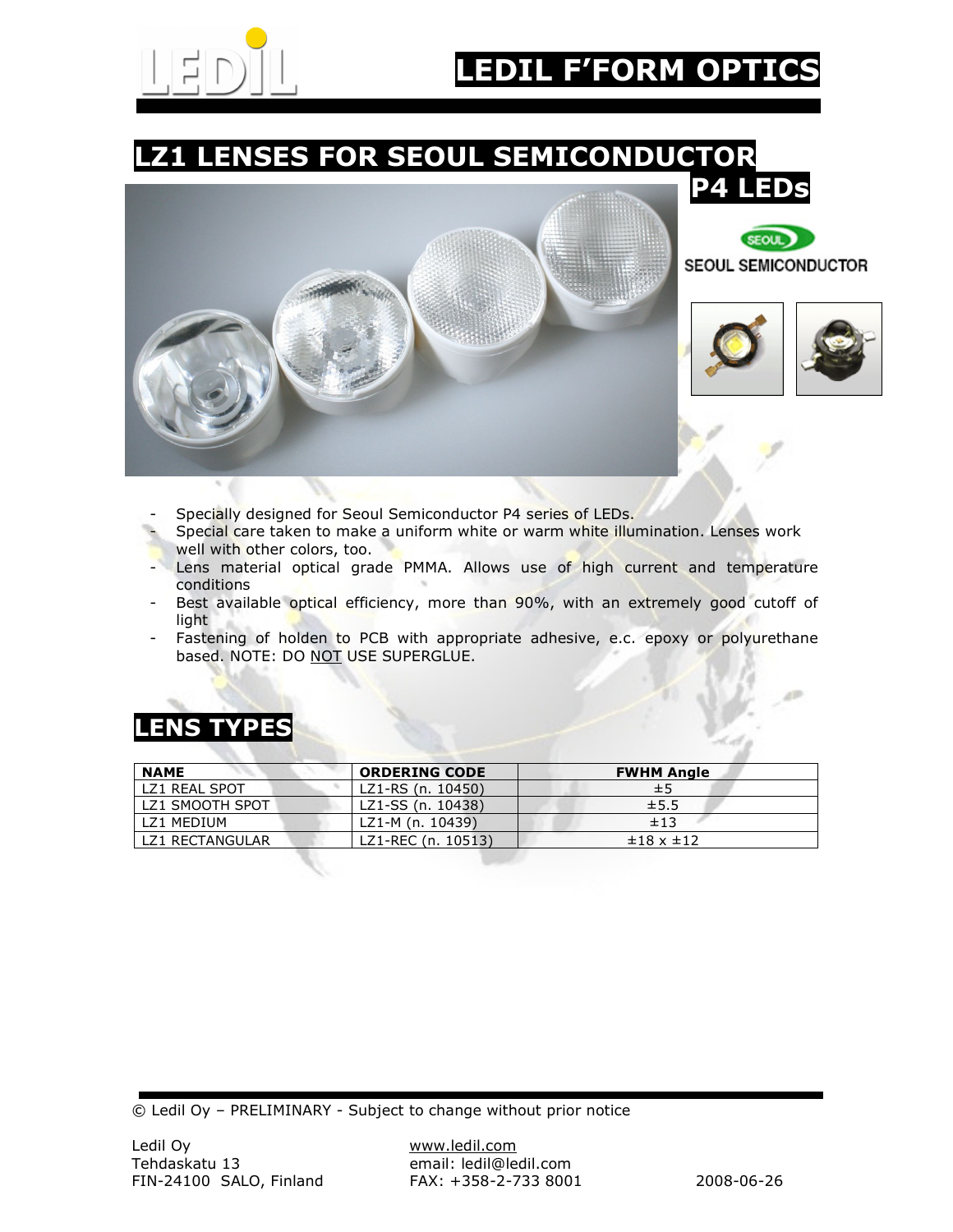# LEDIL F'FORM OPTICS

## LZ1 LENSES FOR SEOUL SEMICONDUCTOR P4 LEDs

SEOUL SEMICONDUCTOR

- Specially designed for Seoul Semiconductor P4 series of LEDs.
- Special care taken to make a uniform white or warm white illumination. Lenses work well with other colors, too.
- Lens material optical grade PMMA. Allows use of high current and temperature conditions
- Best available optical efficiency, more than 90%, with an extremely good cutoff of light
- Fastening of holden to PCB with appropriate adhesive, e.c. epoxy or polyurethane based. NOTE: DO NOT USE SUPERGLUE.

## LENS TYPES

| NAME | ORDERING CODE | FWHM Angle |
|---|---|---|
| LZ1 REAL SPOT | LZ1-RS (n. 10450) | ±5 |
| LZ1 SMOOTH SPOT | LZ1-SS (n. 10438) | ±5.5 |
| LZ1 MEDIUM | LZ1-M (n. 10439) | ±13 |
| LZ1 RECTANGULAR | LZ1-REC (n. 10513) | ±18 x ±12 |

© Ledil Oy – PRELIMINARY - Subject to change without prior notice

Ledil Oy
Tehdaskatu 13
FIN-24100 SALO, Finland

www.ledil.com
email: ledil@ledil.com
FAX: +358-2-733 8001

2008-06-26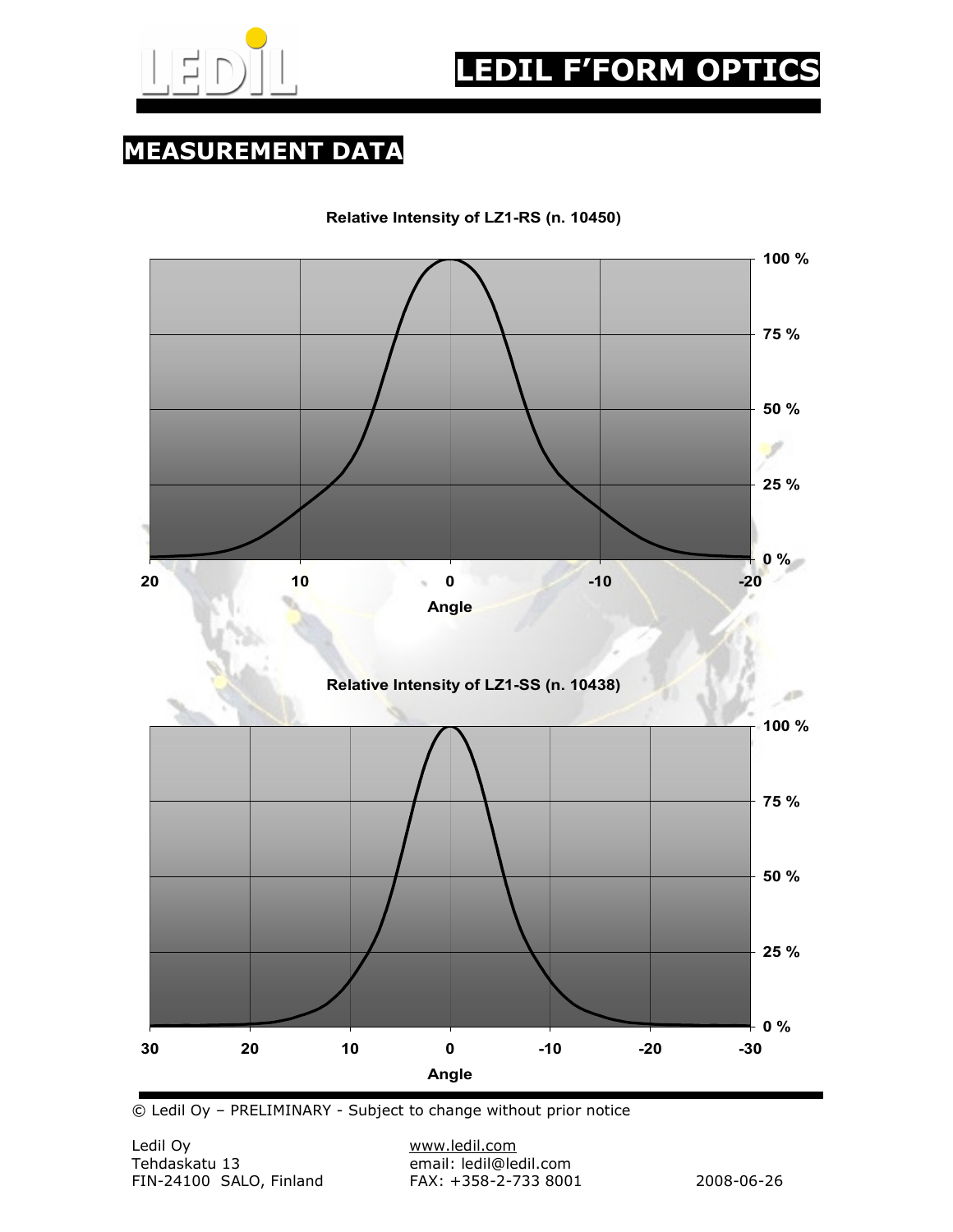# LEDIL F'FORM OPTICS

## MEASUREMENT DATA

**Relative Intensity of LZ1-RS (n. 10450)**

**Relative Intensity of LZ1-SS (n. 10438)**

© Ledil Oy – PRELIMINARY - Subject to change without prior notice

Ledil Oy
Tehdaskatu 13
FIN-24100 SALO, Finland

www.ledil.com
email: ledil@ledil.com
FAX: +358-2-733 8001

2008-06-26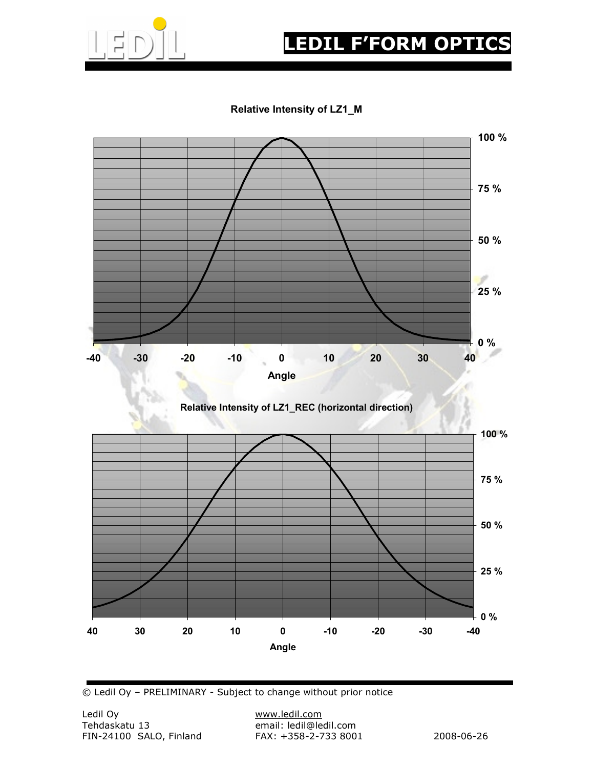**Relative Intensity of LZ1_M**

100 %
75 %
50 %
25 %
0 %

-40 -30 -20 -10 0 10 20 30 40

Angle

**Relative Intensity of LZ1_REC (horizontal direction)**

100 %
75 %
50 %
25 %
0 %

40 30 20 10 0 -10 -20 -30 -40

Angle

© Ledil Oy – PRELIMINARY - Subject to change without prior notice

Ledil Oy
Tehdaskatu 13
FIN-24100 SALO, Finland

www.ledil.com
email: ledil@ledil.com
FAX: +358-2-733 8001

2008-06-26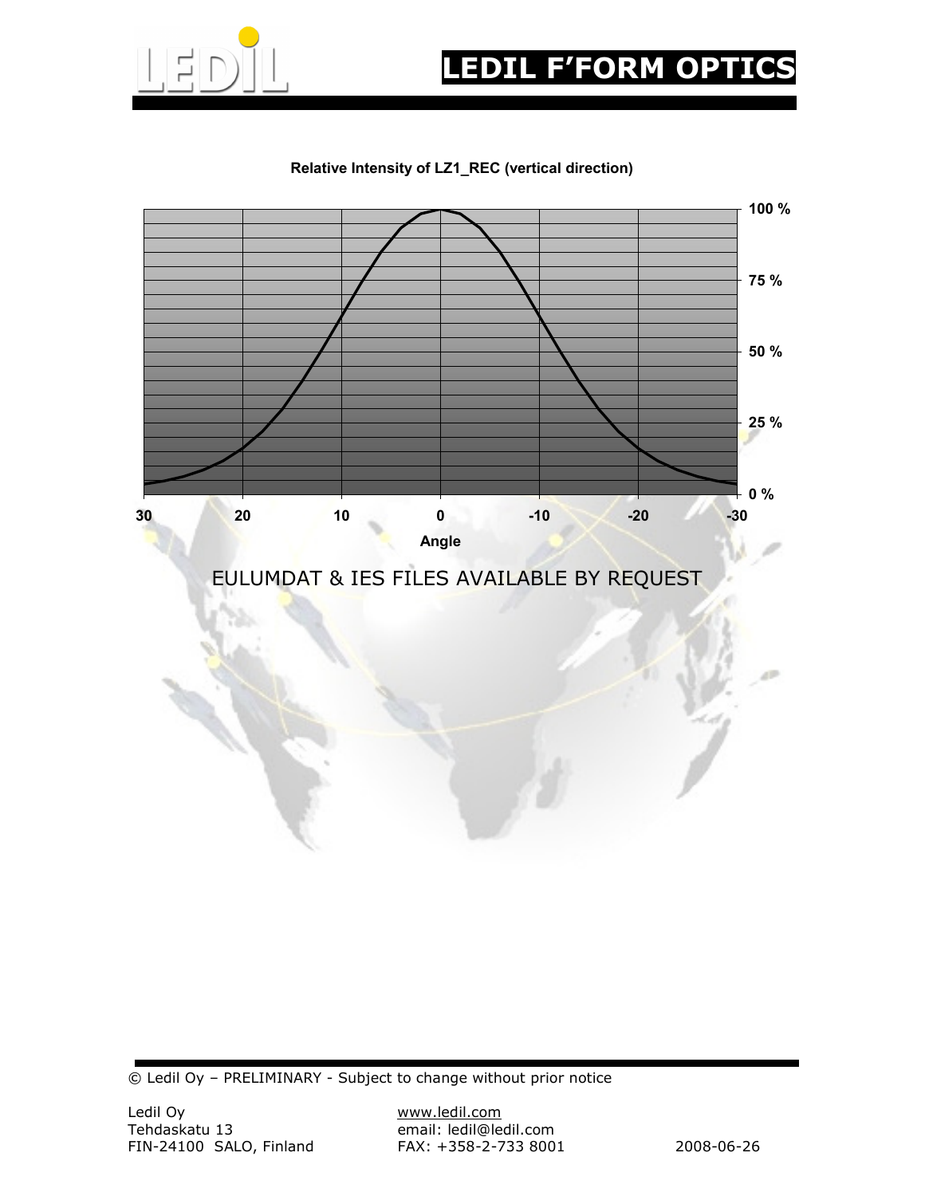**Relative Intensity of LZ1_REC (vertical direction)**

100 %

75 %

50 %

25 %

0 %

30 20 10 0 -10 -20 -30

Angle

EULUMDAT & IES FILES AVAILABLE BY REQUEST

© Ledil Oy – PRELIMINARY - Subject to change without prior notice

Ledil Oy
Tehdaskatu 13
FIN-24100 SALO, Finland

www.ledil.com
email: ledil@ledil.com
FAX: +358-2-733 8001

2008-06-26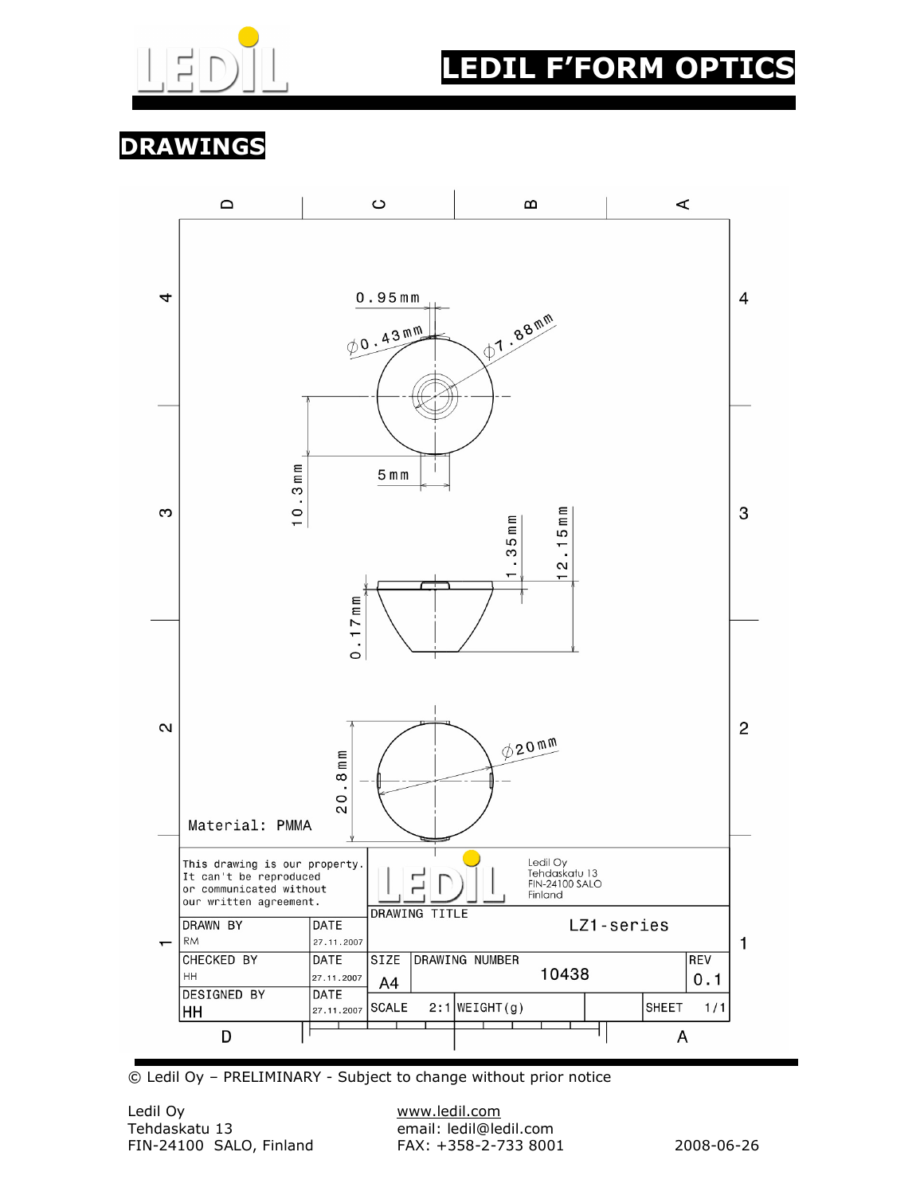# LEDIL F'FORM OPTICS

## DRAWINGS

0.95mm

⌀0.43mm

⌀7.88mm

10.3mm

5mm

1.35mm

12.15mm

0.17mm

20.8mm

⌀20mm

Material: PMMA

This drawing is our property. It can't be reproduced or communicated without our written agreement.

Ledil Oy
Tehdaskatu 13
FIN-24100 SALO
Finland

| | | | | | |
|---|---|---|---|---|---|
| DRAWN BY | DATE | DRAWING TITLE | | | |
| RM | 27.11.2007 | LZ1-series | | | |
| CHECKED BY | DATE | SIZE | DRAWING NUMBER | | REV |
| HH | 27.11.2007 | A4 | 10438 | | 0.1 |
| DESIGNED BY | DATE | SCALE | 2:1 | WEIGHT(g) | SHEET 1/1 |
| HH | 27.11.2007 | | | | |

© Ledil Oy – PRELIMINARY - Subject to change without prior notice

Ledil Oy
Tehdaskatu 13
FIN-24100 SALO, Finland

www.ledil.com
email: ledil@ledil.com
FAX: +358-2-733 8001

2008-06-26